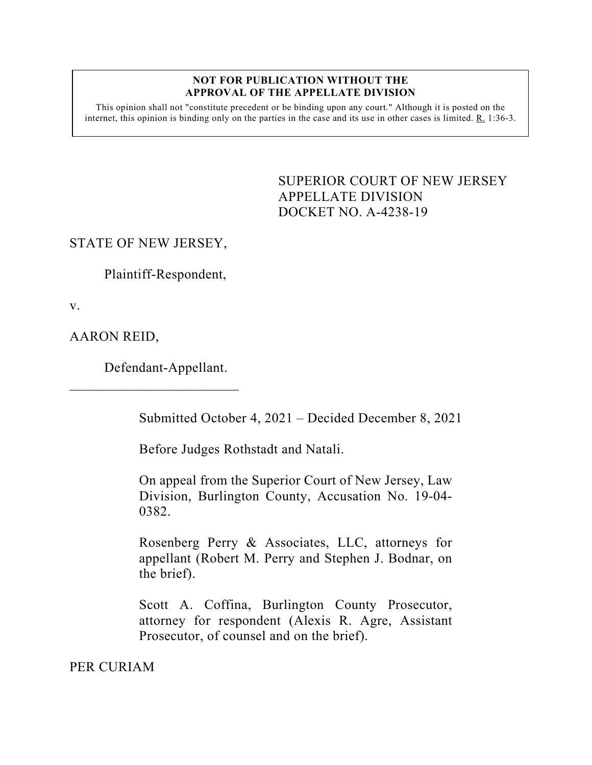**NOT FOR PUBLICATION WITHOUT THE APPROVAL OF THE APPELLATE DIVISION**

This opinion shall not "constitute precedent or be binding upon any court." Although it is posted on the internet, this opinion is binding only on the parties in the case and its use in other cases is limited. R. 1:36-3.

SUPERIOR COURT OF NEW JERSEY
APPELLATE DIVISION
DOCKET NO. A-4238-19

STATE OF NEW JERSEY,

Plaintiff-Respondent,

v.

AARON REID,

Defendant-Appellant.

\_\_\_\_\_\_\_\_\_\_\_\_\_\_\_\_\_\_\_\_\_\_\_\_\_

Submitted October 4, 2021 – Decided December 8, 2021

Before Judges Rothstadt and Natali.

On appeal from the Superior Court of New Jersey, Law Division, Burlington County, Accusation No. 19-04-0382.

Rosenberg Perry & Associates, LLC, attorneys for appellant (Robert M. Perry and Stephen J. Bodnar, on the brief).

Scott A. Coffina, Burlington County Prosecutor, attorney for respondent (Alexis R. Agre, Assistant Prosecutor, of counsel and on the brief).

PER CURIAM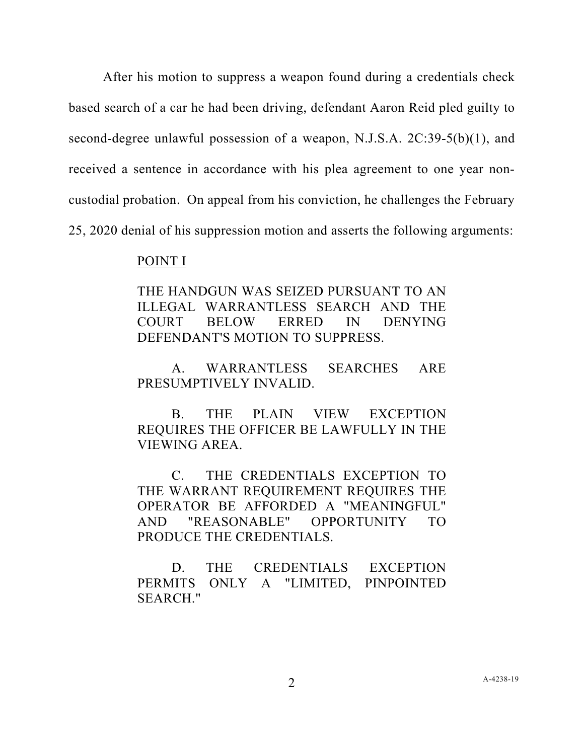After his motion to suppress a weapon found during a credentials check based search of a car he had been driving, defendant Aaron Reid pled guilty to second-degree unlawful possession of a weapon, N.J.S.A. 2C:39-5(b)(1), and received a sentence in accordance with his plea agreement to one year non-custodial probation. On appeal from his conviction, he challenges the February 25, 2020 denial of his suppression motion and asserts the following arguments:

POINT I

THE HANDGUN WAS SEIZED PURSUANT TO AN ILLEGAL WARRANTLESS SEARCH AND THE COURT BELOW ERRED IN DENYING DEFENDANT'S MOTION TO SUPPRESS.

A. WARRANTLESS SEARCHES ARE PRESUMPTIVELY INVALID.

B. THE PLAIN VIEW EXCEPTION REQUIRES THE OFFICER BE LAWFULLY IN THE VIEWING AREA.

C. THE CREDENTIALS EXCEPTION TO THE WARRANT REQUIREMENT REQUIRES THE OPERATOR BE AFFORDED A "MEANINGFUL" AND "REASONABLE" OPPORTUNITY TO PRODUCE THE CREDENTIALS.

D. THE CREDENTIALS EXCEPTION PERMITS ONLY A "LIMITED, PINPOINTED SEARCH."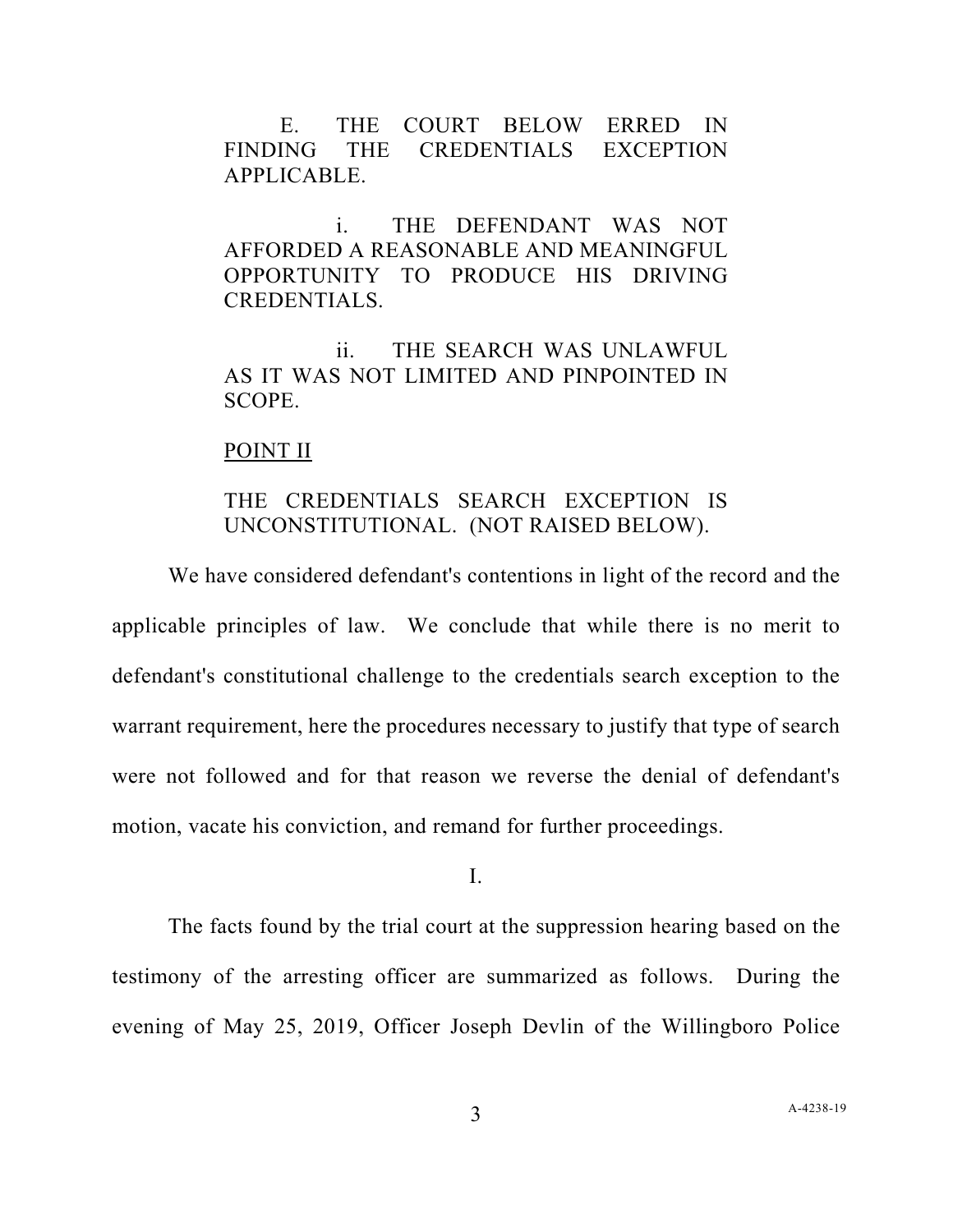E. THE COURT BELOW ERRED IN FINDING THE CREDENTIALS EXCEPTION APPLICABLE.

i. THE DEFENDANT WAS NOT AFFORDED A REASONABLE AND MEANINGFUL OPPORTUNITY TO PRODUCE HIS DRIVING CREDENTIALS.

ii. THE SEARCH WAS UNLAWFUL AS IT WAS NOT LIMITED AND PINPOINTED IN SCOPE.

<u>POINT II</u>

THE CREDENTIALS SEARCH EXCEPTION IS UNCONSTITUTIONAL. (NOT RAISED BELOW).

We have considered defendant's contentions in light of the record and the applicable principles of law. We conclude that while there is no merit to defendant's constitutional challenge to the credentials search exception to the warrant requirement, here the procedures necessary to justify that type of search were not followed and for that reason we reverse the denial of defendant's motion, vacate his conviction, and remand for further proceedings.

I.

The facts found by the trial court at the suppression hearing based on the testimony of the arresting officer are summarized as follows. During the evening of May 25, 2019, Officer Joseph Devlin of the Willingboro Police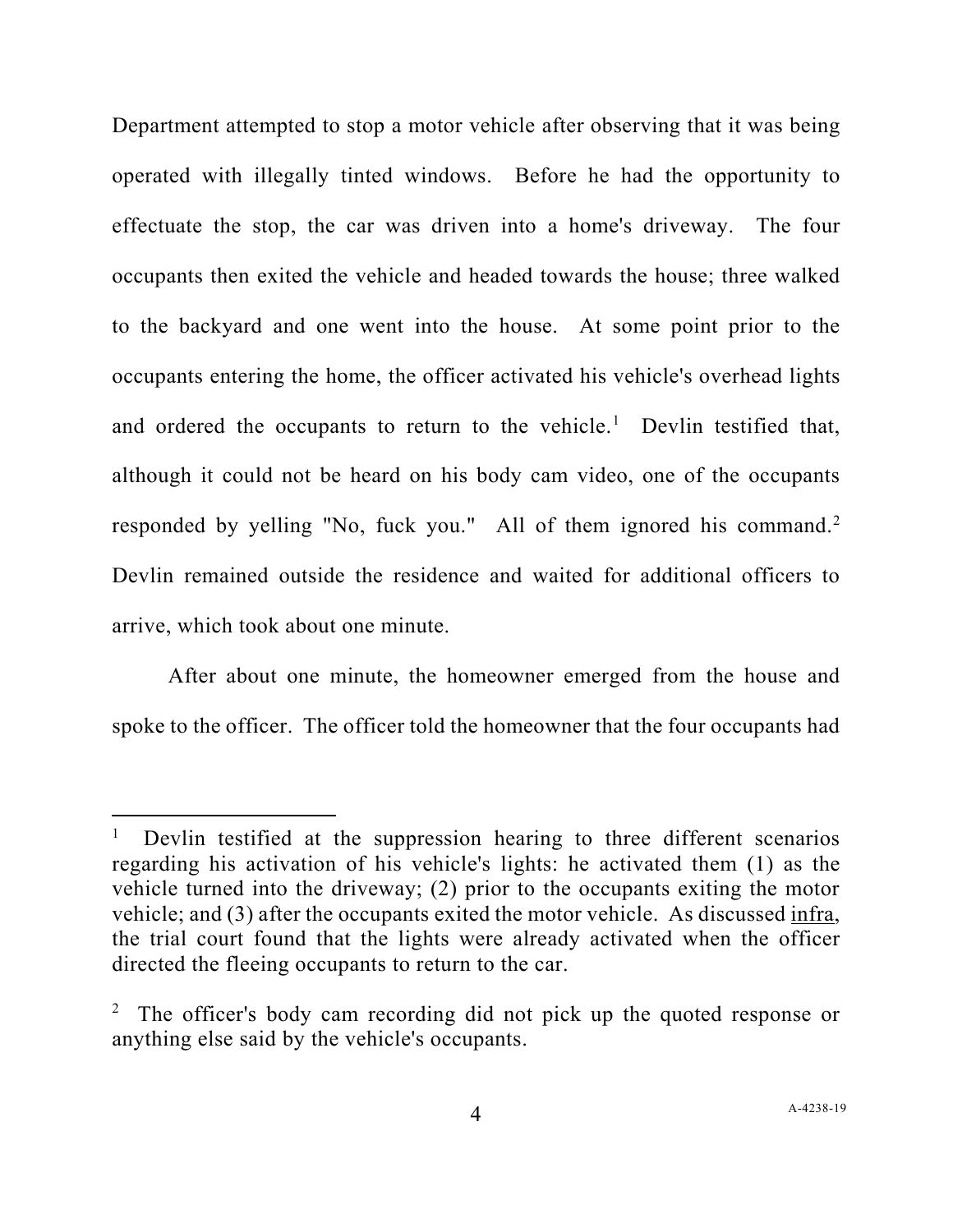Department attempted to stop a motor vehicle after observing that it was being operated with illegally tinted windows. Before he had the opportunity to effectuate the stop, the car was driven into a home's driveway. The four occupants then exited the vehicle and headed towards the house; three walked to the backyard and one went into the house. At some point prior to the occupants entering the home, the officer activated his vehicle's overhead lights and ordered the occupants to return to the vehicle.[1] Devlin testified that, although it could not be heard on his body cam video, one of the occupants responded by yelling "No, fuck you." All of them ignored his command.[2] Devlin remained outside the residence and waited for additional officers to arrive, which took about one minute.

After about one minute, the homeowner emerged from the house and spoke to the officer. The officer told the homeowner that the four occupants had

---

[1] Devlin testified at the suppression hearing to three different scenarios regarding his activation of his vehicle's lights: he activated them (1) as the vehicle turned into the driveway; (2) prior to the occupants exiting the motor vehicle; and (3) after the occupants exited the motor vehicle. As discussed <u>infra</u>, the trial court found that the lights were already activated when the officer directed the fleeing occupants to return to the car.

[2] The officer's body cam recording did not pick up the quoted response or anything else said by the vehicle's occupants.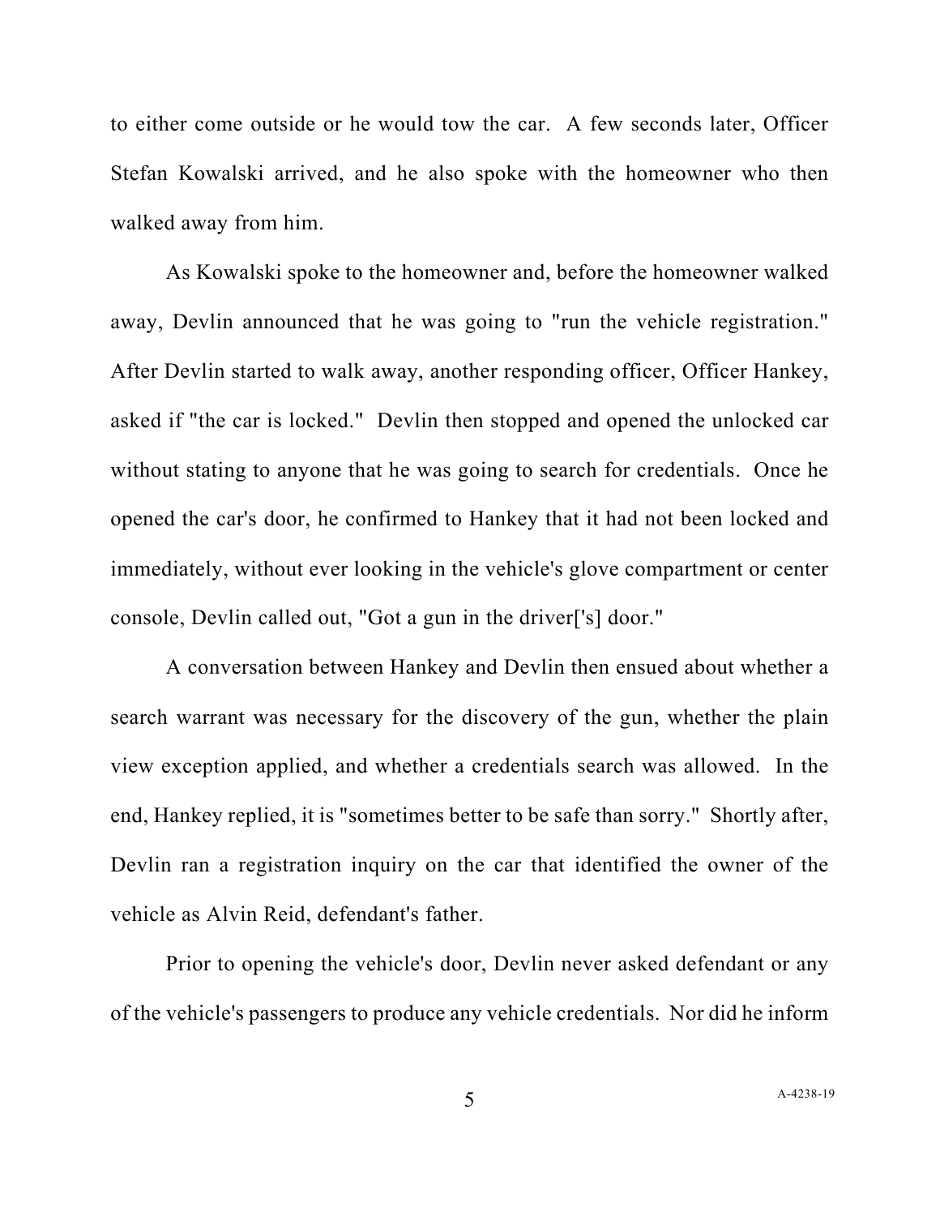to either come outside or he would tow the car. A few seconds later, Officer Stefan Kowalski arrived, and he also spoke with the homeowner who then walked away from him.

As Kowalski spoke to the homeowner and, before the homeowner walked away, Devlin announced that he was going to "run the vehicle registration." After Devlin started to walk away, another responding officer, Officer Hankey, asked if "the car is locked." Devlin then stopped and opened the unlocked car without stating to anyone that he was going to search for credentials. Once he opened the car's door, he confirmed to Hankey that it had not been locked and immediately, without ever looking in the vehicle's glove compartment or center console, Devlin called out, "Got a gun in the driver['s] door."

A conversation between Hankey and Devlin then ensued about whether a search warrant was necessary for the discovery of the gun, whether the plain view exception applied, and whether a credentials search was allowed. In the end, Hankey replied, it is "sometimes better to be safe than sorry." Shortly after, Devlin ran a registration inquiry on the car that identified the owner of the vehicle as Alvin Reid, defendant's father.

Prior to opening the vehicle's door, Devlin never asked defendant or any of the vehicle's passengers to produce any vehicle credentials. Nor did he inform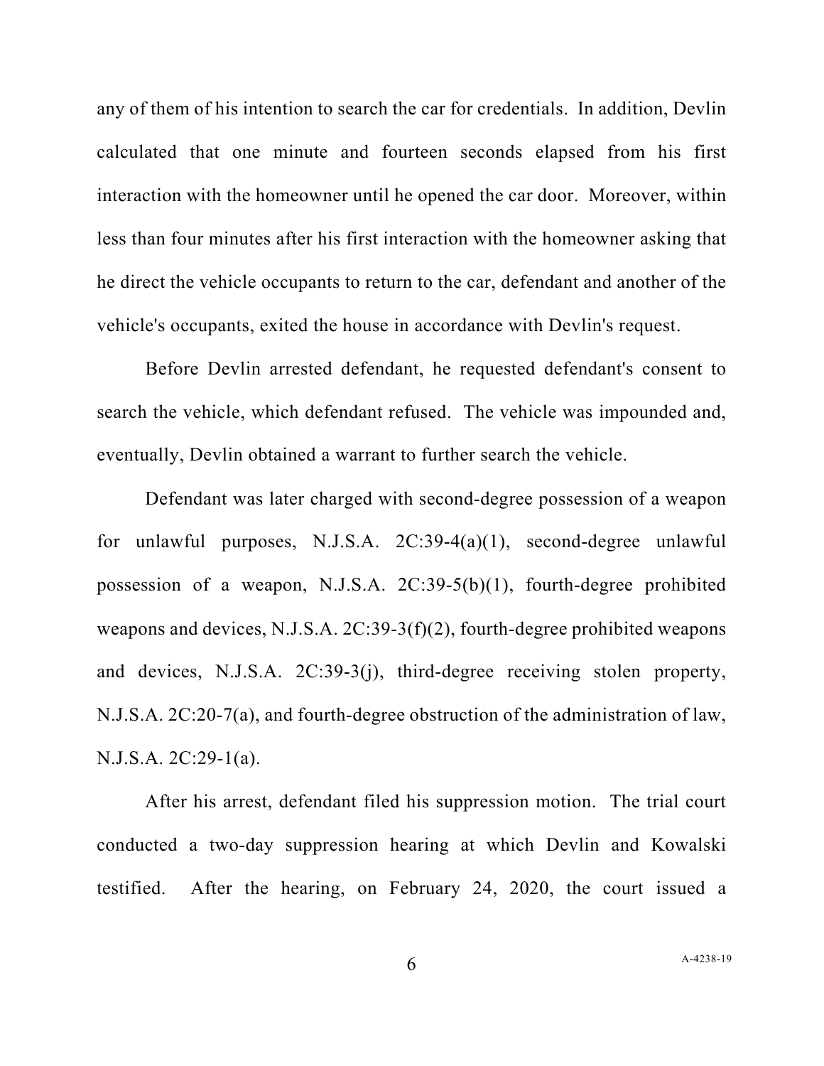any of them of his intention to search the car for credentials. In addition, Devlin calculated that one minute and fourteen seconds elapsed from his first interaction with the homeowner until he opened the car door. Moreover, within less than four minutes after his first interaction with the homeowner asking that he direct the vehicle occupants to return to the car, defendant and another of the vehicle's occupants, exited the house in accordance with Devlin's request.

Before Devlin arrested defendant, he requested defendant's consent to search the vehicle, which defendant refused. The vehicle was impounded and, eventually, Devlin obtained a warrant to further search the vehicle.

Defendant was later charged with second-degree possession of a weapon for unlawful purposes, N.J.S.A. 2C:39-4(a)(1), second-degree unlawful possession of a weapon, N.J.S.A. 2C:39-5(b)(1), fourth-degree prohibited weapons and devices, N.J.S.A. 2C:39-3(f)(2), fourth-degree prohibited weapons and devices, N.J.S.A. 2C:39-3(j), third-degree receiving stolen property, N.J.S.A. 2C:20-7(a), and fourth-degree obstruction of the administration of law, N.J.S.A. 2C:29-1(a).

After his arrest, defendant filed his suppression motion. The trial court conducted a two-day suppression hearing at which Devlin and Kowalski testified. After the hearing, on February 24, 2020, the court issued a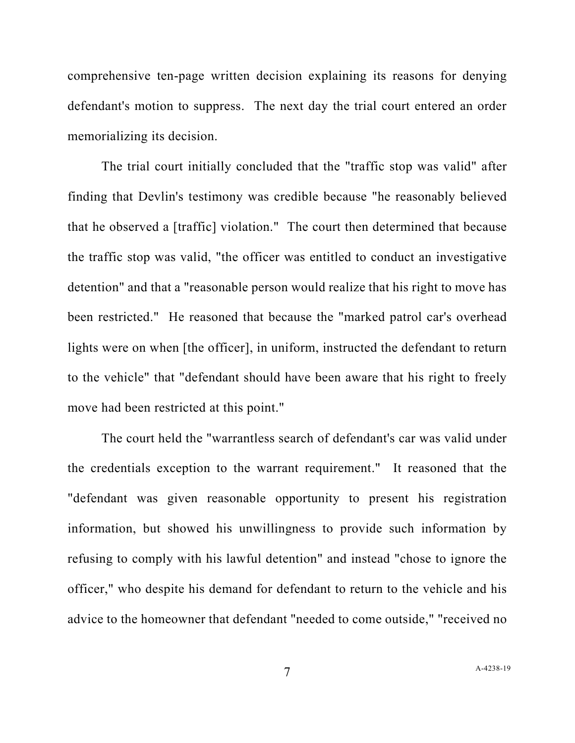comprehensive ten-page written decision explaining its reasons for denying defendant's motion to suppress. The next day the trial court entered an order memorializing its decision.

The trial court initially concluded that the "traffic stop was valid" after finding that Devlin's testimony was credible because "he reasonably believed that he observed a [traffic] violation." The court then determined that because the traffic stop was valid, "the officer was entitled to conduct an investigative detention" and that a "reasonable person would realize that his right to move has been restricted." He reasoned that because the "marked patrol car's overhead lights were on when [the officer], in uniform, instructed the defendant to return to the vehicle" that "defendant should have been aware that his right to freely move had been restricted at this point."

The court held the "warrantless search of defendant's car was valid under the credentials exception to the warrant requirement." It reasoned that the "defendant was given reasonable opportunity to present his registration information, but showed his unwillingness to provide such information by refusing to comply with his lawful detention" and instead "chose to ignore the officer," who despite his demand for defendant to return to the vehicle and his advice to the homeowner that defendant "needed to come outside," "received no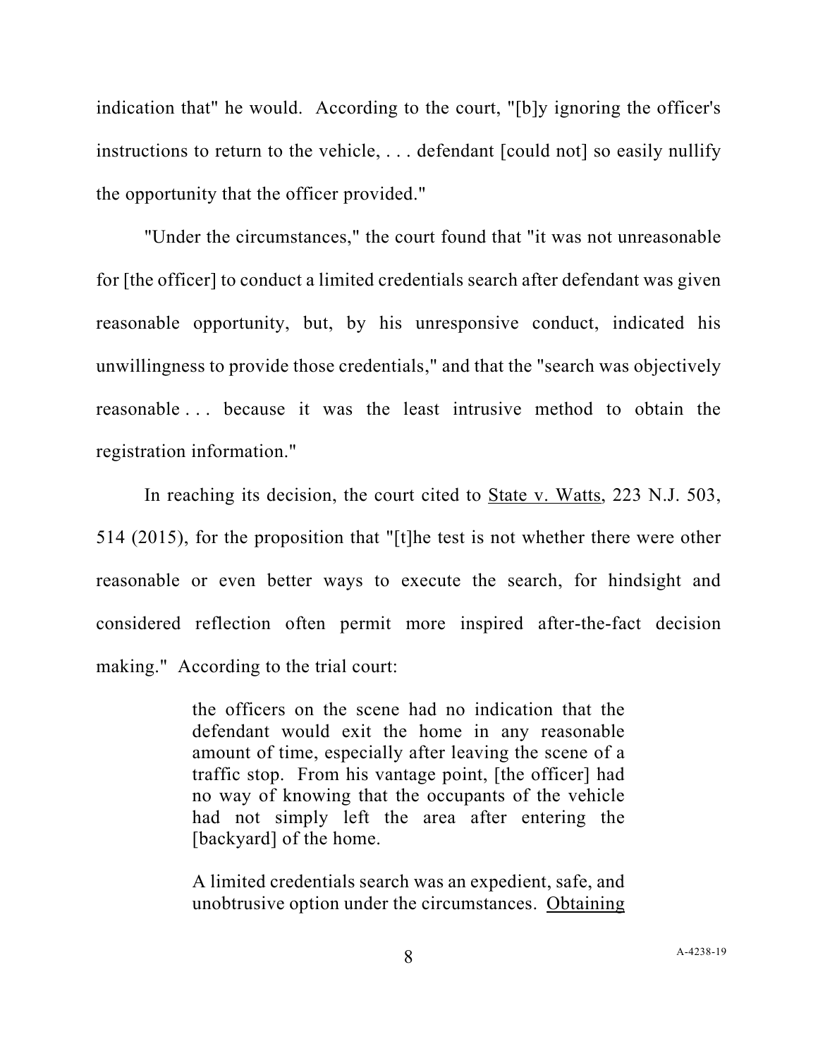indication that" he would. According to the court, "[b]y ignoring the officer's instructions to return to the vehicle, . . . defendant [could not] so easily nullify the opportunity that the officer provided."

"Under the circumstances," the court found that "it was not unreasonable for [the officer] to conduct a limited credentials search after defendant was given reasonable opportunity, but, by his unresponsive conduct, indicated his unwillingness to provide those credentials," and that the "search was objectively reasonable . . . because it was the least intrusive method to obtain the registration information."

In reaching its decision, the court cited to State v. Watts, 223 N.J. 503, 514 (2015), for the proposition that "[t]he test is not whether there were other reasonable or even better ways to execute the search, for hindsight and considered reflection often permit more inspired after-the-fact decision making." According to the trial court:

> the officers on the scene had no indication that the defendant would exit the home in any reasonable amount of time, especially after leaving the scene of a traffic stop. From his vantage point, [the officer] had no way of knowing that the occupants of the vehicle had not simply left the area after entering the [backyard] of the home.
>
> A limited credentials search was an expedient, safe, and unobtrusive option under the circumstances. Obtaining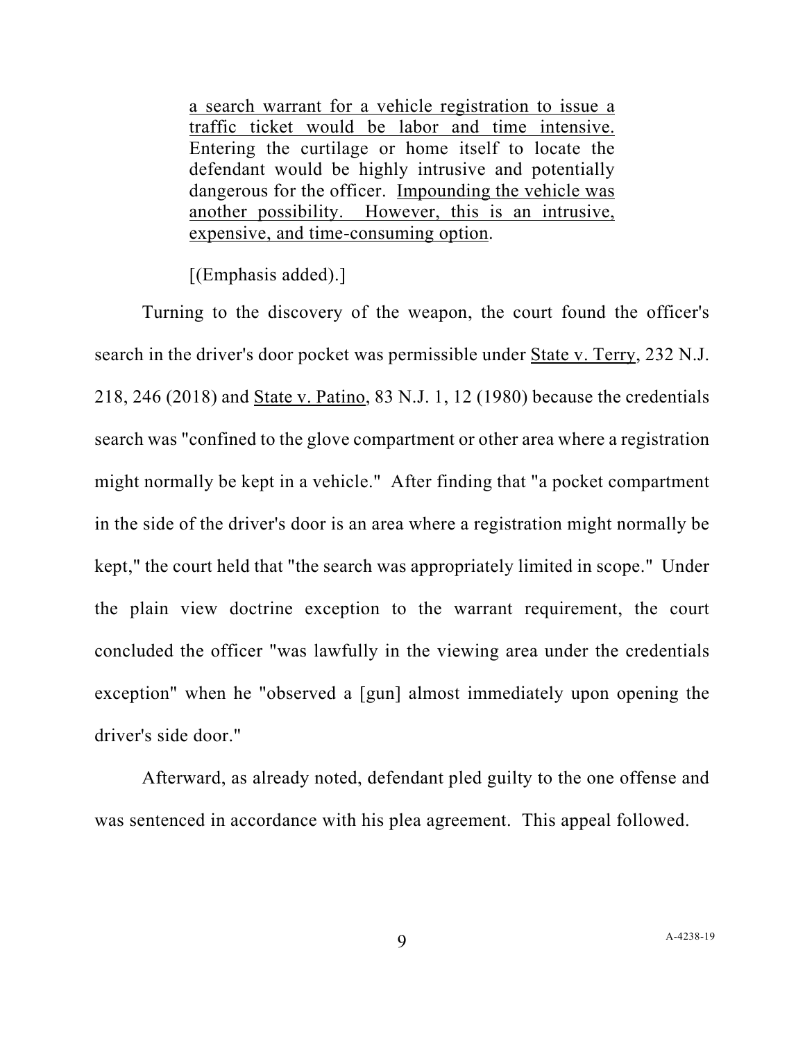> <u>a search warrant for a vehicle registration to issue a traffic ticket would be labor and time intensive.</u> Entering the curtilage or home itself to locate the defendant would be highly intrusive and potentially dangerous for the officer. <u>Impounding the vehicle was another possibility. However, this is an intrusive, expensive, and time-consuming option</u>.
>
> [(Emphasis added).]

Turning to the discovery of the weapon, the court found the officer's search in the driver's door pocket was permissible under <u>State v. Terry</u>, 232 N.J. 218, 246 (2018) and <u>State v. Patino</u>, 83 N.J. 1, 12 (1980) because the credentials search was "confined to the glove compartment or other area where a registration might normally be kept in a vehicle." After finding that "a pocket compartment in the side of the driver's door is an area where a registration might normally be kept," the court held that "the search was appropriately limited in scope." Under the plain view doctrine exception to the warrant requirement, the court concluded the officer "was lawfully in the viewing area under the credentials exception" when he "observed a [gun] almost immediately upon opening the driver's side door."

Afterward, as already noted, defendant pled guilty to the one offense and was sentenced in accordance with his plea agreement. This appeal followed.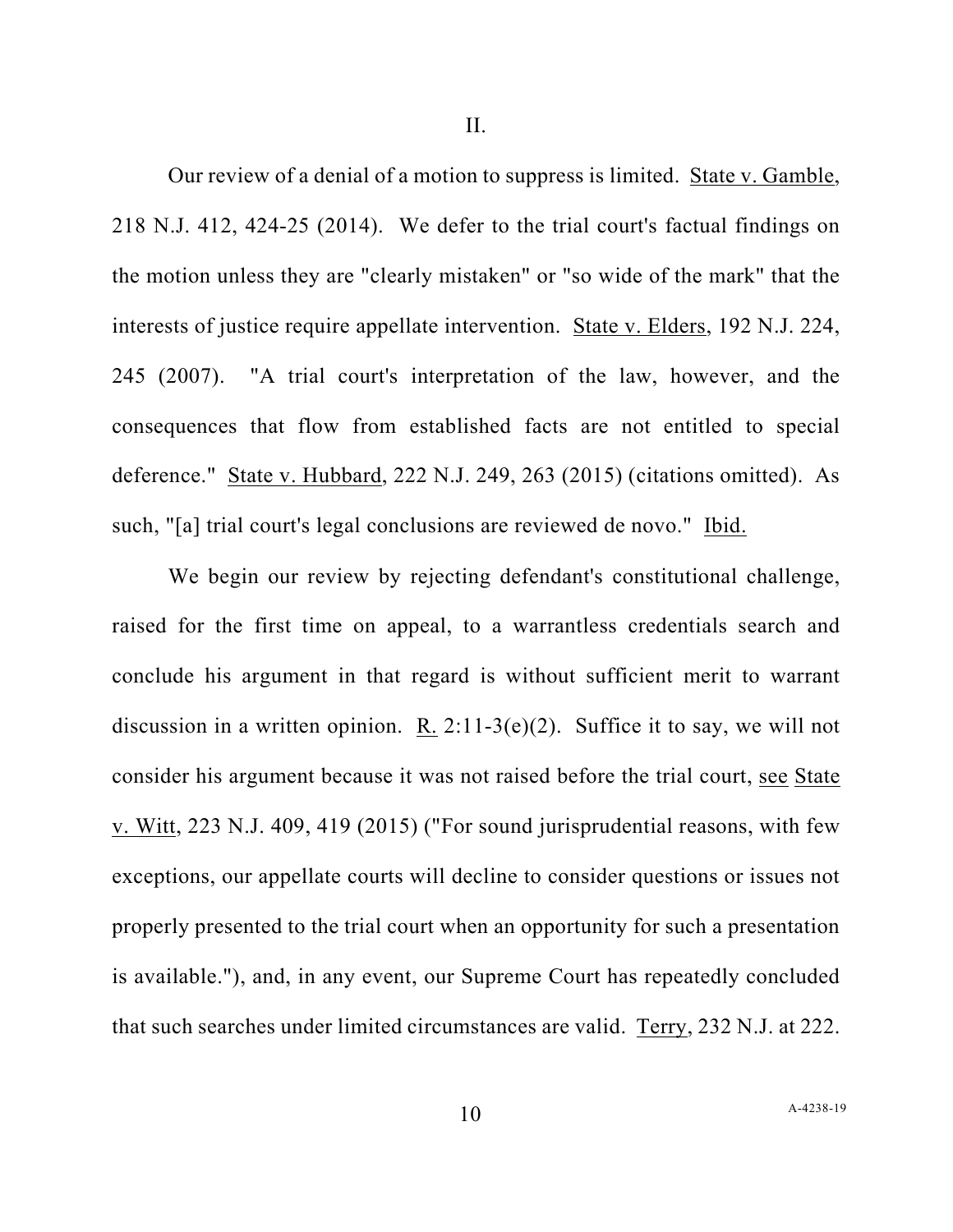II.

Our review of a denial of a motion to suppress is limited. State v. Gamble, 218 N.J. 412, 424-25 (2014). We defer to the trial court's factual findings on the motion unless they are "clearly mistaken" or "so wide of the mark" that the interests of justice require appellate intervention. State v. Elders, 192 N.J. 224, 245 (2007). "A trial court's interpretation of the law, however, and the consequences that flow from established facts are not entitled to special deference." State v. Hubbard, 222 N.J. 249, 263 (2015) (citations omitted). As such, "[a] trial court's legal conclusions are reviewed de novo." Ibid.

We begin our review by rejecting defendant's constitutional challenge, raised for the first time on appeal, to a warrantless credentials search and conclude his argument in that regard is without sufficient merit to warrant discussion in a written opinion. R. 2:11-3(e)(2). Suffice it to say, we will not consider his argument because it was not raised before the trial court, see State v. Witt, 223 N.J. 409, 419 (2015) ("For sound jurisprudential reasons, with few exceptions, our appellate courts will decline to consider questions or issues not properly presented to the trial court when an opportunity for such a presentation is available."), and, in any event, our Supreme Court has repeatedly concluded that such searches under limited circumstances are valid. Terry, 232 N.J. at 222.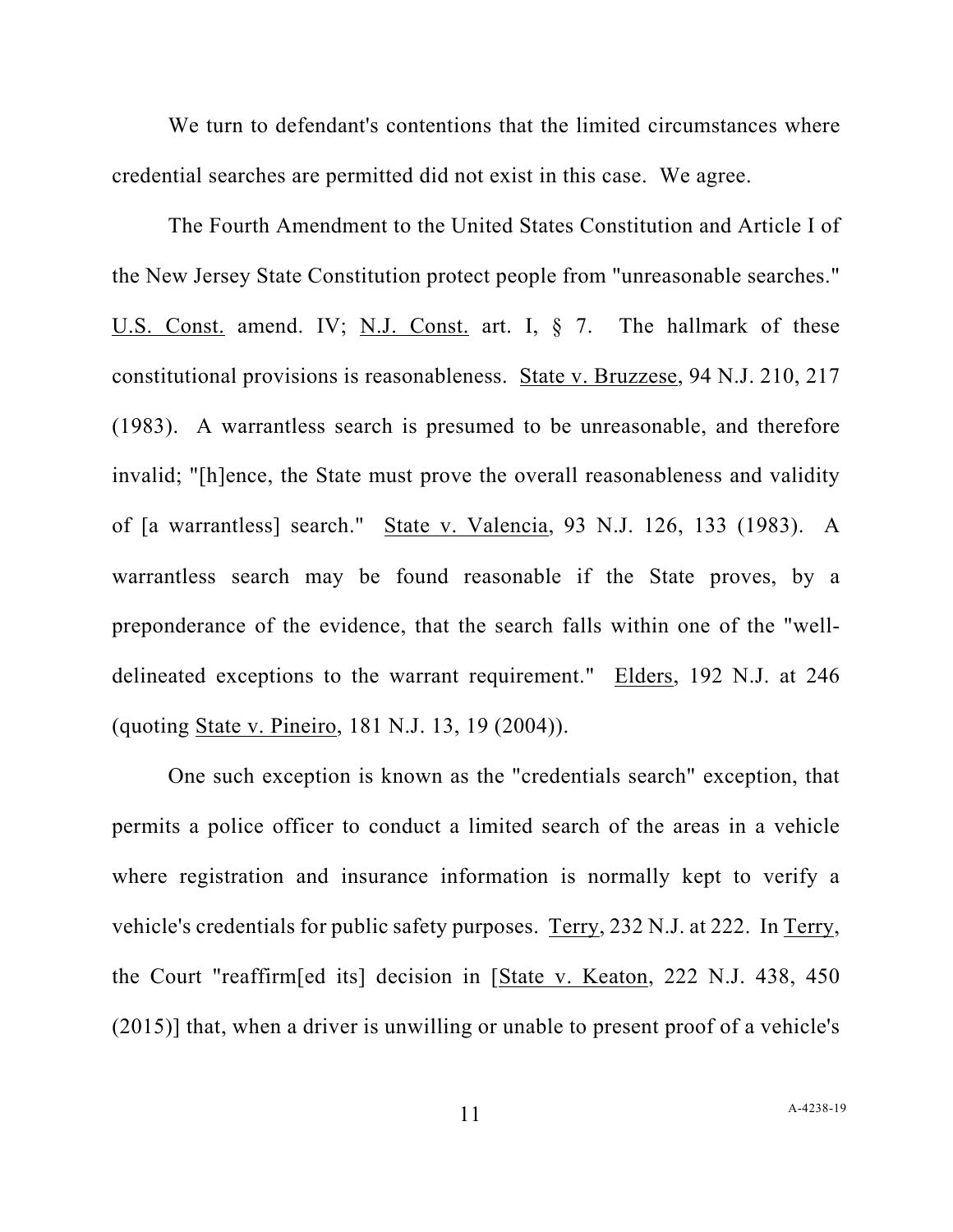We turn to defendant's contentions that the limited circumstances where credential searches are permitted did not exist in this case. We agree.

The Fourth Amendment to the United States Constitution and Article I of the New Jersey State Constitution protect people from "unreasonable searches." U.S. Const. amend. IV; N.J. Const. art. I, § 7. The hallmark of these constitutional provisions is reasonableness. State v. Bruzzese, 94 N.J. 210, 217 (1983). A warrantless search is presumed to be unreasonable, and therefore invalid; "[h]ence, the State must prove the overall reasonableness and validity of [a warrantless] search." State v. Valencia, 93 N.J. 126, 133 (1983). A warrantless search may be found reasonable if the State proves, by a preponderance of the evidence, that the search falls within one of the "well-delineated exceptions to the warrant requirement." Elders, 192 N.J. at 246 (quoting State v. Pineiro, 181 N.J. 13, 19 (2004)).

One such exception is known as the "credentials search" exception, that permits a police officer to conduct a limited search of the areas in a vehicle where registration and insurance information is normally kept to verify a vehicle's credentials for public safety purposes. Terry, 232 N.J. at 222. In Terry, the Court "reaffirm[ed its] decision in [State v. Keaton, 222 N.J. 438, 450 (2015)] that, when a driver is unwilling or unable to present proof of a vehicle's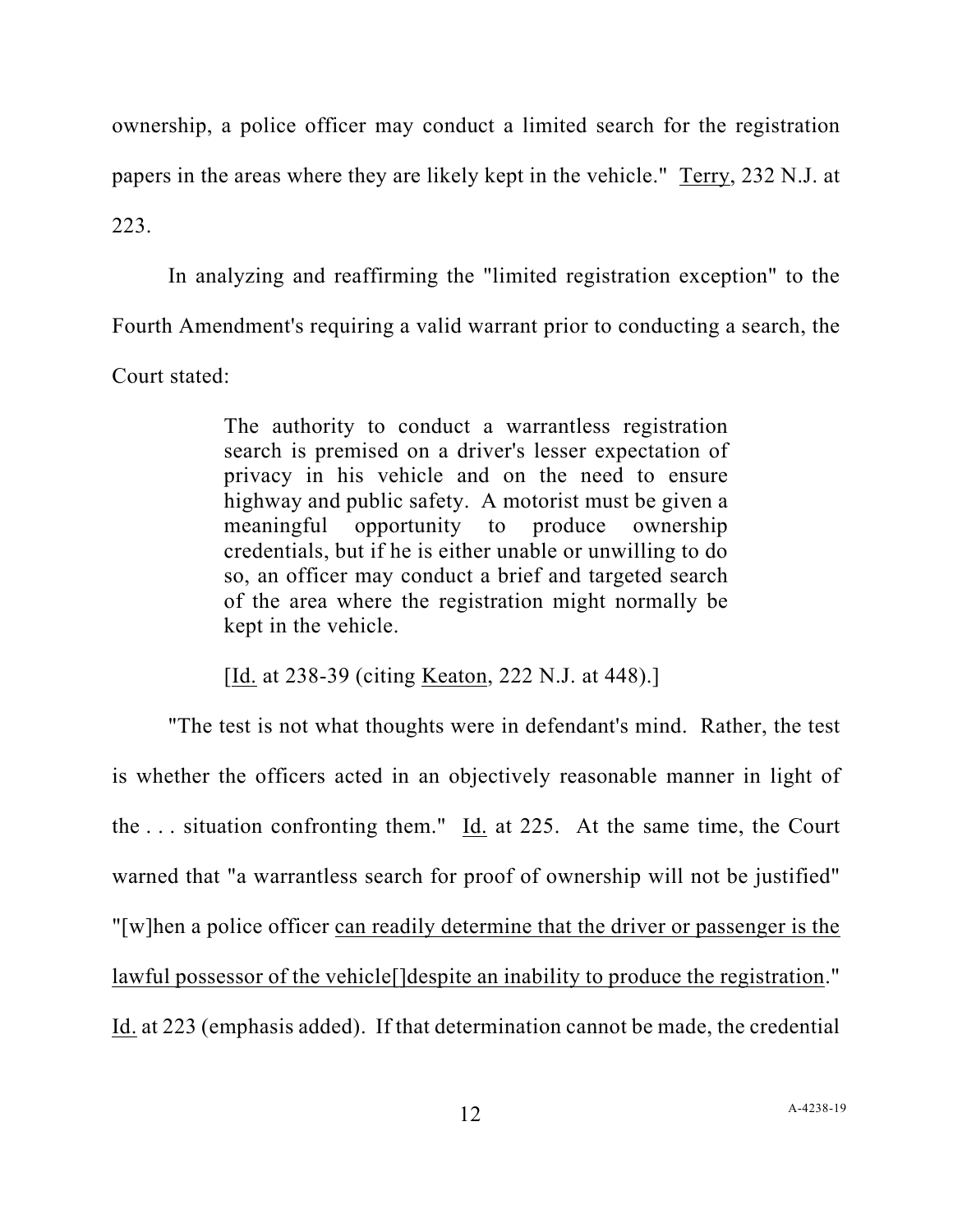ownership, a police officer may conduct a limited search for the registration papers in the areas where they are likely kept in the vehicle." Terry, 232 N.J. at 223.

In analyzing and reaffirming the "limited registration exception" to the Fourth Amendment's requiring a valid warrant prior to conducting a search, the Court stated:

> The authority to conduct a warrantless registration search is premised on a driver's lesser expectation of privacy in his vehicle and on the need to ensure highway and public safety. A motorist must be given a meaningful opportunity to produce ownership credentials, but if he is either unable or unwilling to do so, an officer may conduct a brief and targeted search of the area where the registration might normally be kept in the vehicle.
>
> [Id. at 238-39 (citing Keaton, 222 N.J. at 448).]

"The test is not what thoughts were in defendant's mind. Rather, the test is whether the officers acted in an objectively reasonable manner in light of the . . . situation confronting them." Id. at 225. At the same time, the Court warned that "a warrantless search for proof of ownership will not be justified" "[w]hen a police officer can readily determine that the driver or passenger is the lawful possessor of the vehicle[]despite an inability to produce the registration." Id. at 223 (emphasis added). If that determination cannot be made, the credential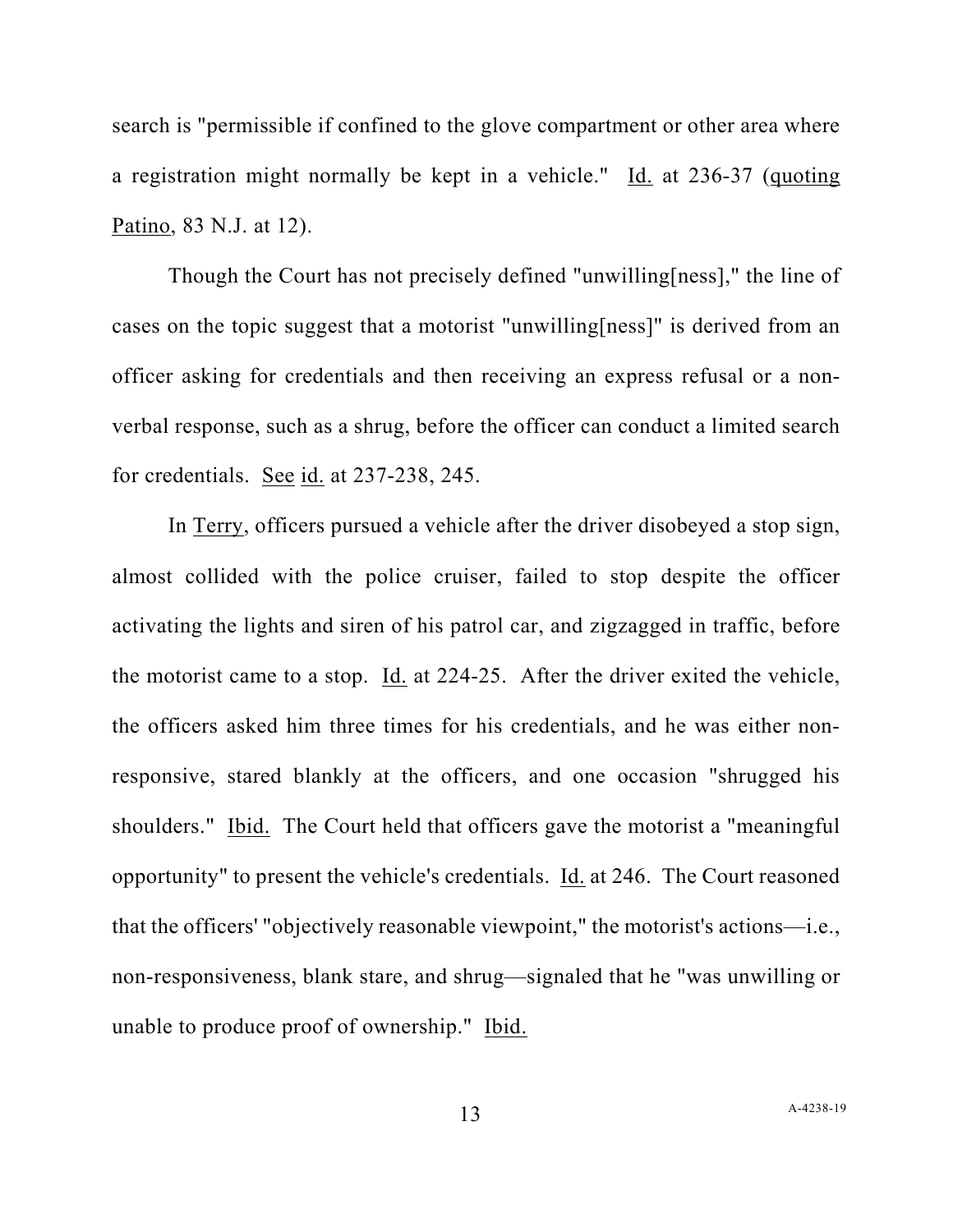search is "permissible if confined to the glove compartment or other area where a registration might normally be kept in a vehicle." Id. at 236-37 (quoting Patino, 83 N.J. at 12).

Though the Court has not precisely defined "unwilling[ness]," the line of cases on the topic suggest that a motorist "unwilling[ness]" is derived from an officer asking for credentials and then receiving an express refusal or a non-verbal response, such as a shrug, before the officer can conduct a limited search for credentials. See id. at 237-238, 245.

In Terry, officers pursued a vehicle after the driver disobeyed a stop sign, almost collided with the police cruiser, failed to stop despite the officer activating the lights and siren of his patrol car, and zigzagged in traffic, before the motorist came to a stop. Id. at 224-25. After the driver exited the vehicle, the officers asked him three times for his credentials, and he was either non-responsive, stared blankly at the officers, and one occasion "shrugged his shoulders." Ibid. The Court held that officers gave the motorist a "meaningful opportunity" to present the vehicle's credentials. Id. at 246. The Court reasoned that the officers' "objectively reasonable viewpoint," the motorist's actions—i.e., non-responsiveness, blank stare, and shrug—signaled that he "was unwilling or unable to produce proof of ownership." Ibid.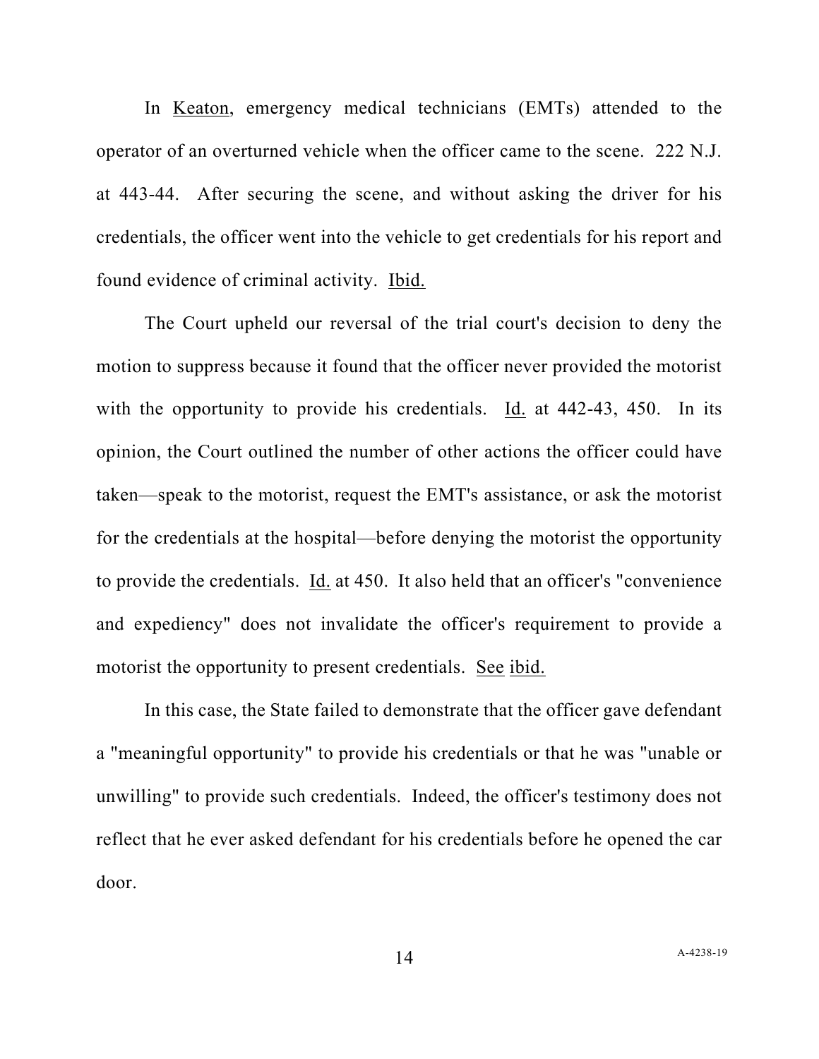In Keaton, emergency medical technicians (EMTs) attended to the operator of an overturned vehicle when the officer came to the scene. 222 N.J. at 443-44. After securing the scene, and without asking the driver for his credentials, the officer went into the vehicle to get credentials for his report and found evidence of criminal activity. Ibid.

The Court upheld our reversal of the trial court's decision to deny the motion to suppress because it found that the officer never provided the motorist with the opportunity to provide his credentials. Id. at 442-43, 450. In its opinion, the Court outlined the number of other actions the officer could have taken—speak to the motorist, request the EMT's assistance, or ask the motorist for the credentials at the hospital—before denying the motorist the opportunity to provide the credentials. Id. at 450. It also held that an officer's "convenience and expediency" does not invalidate the officer's requirement to provide a motorist the opportunity to present credentials. See ibid.

In this case, the State failed to demonstrate that the officer gave defendant a "meaningful opportunity" to provide his credentials or that he was "unable or unwilling" to provide such credentials. Indeed, the officer's testimony does not reflect that he ever asked defendant for his credentials before he opened the car door.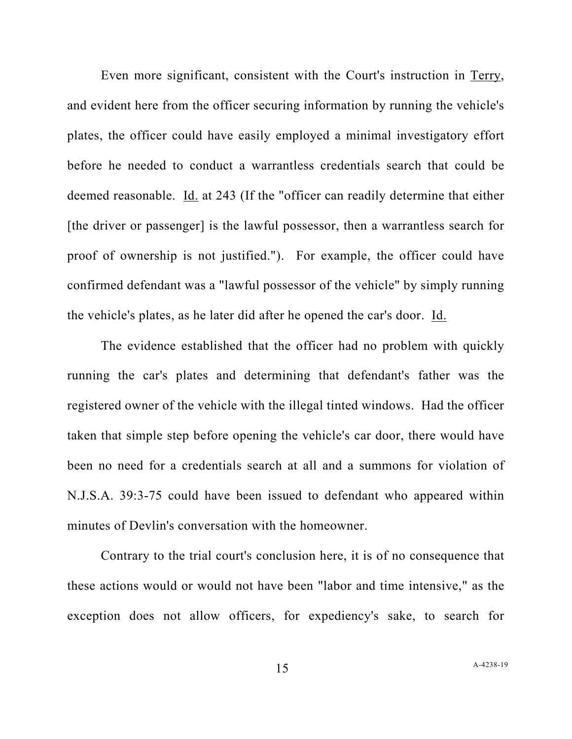Even more significant, consistent with the Court's instruction in Terry, and evident here from the officer securing information by running the vehicle's plates, the officer could have easily employed a minimal investigatory effort before he needed to conduct a warrantless credentials search that could be deemed reasonable. Id. at 243 (If the "officer can readily determine that either [the driver or passenger] is the lawful possessor, then a warrantless search for proof of ownership is not justified."). For example, the officer could have confirmed defendant was a "lawful possessor of the vehicle" by simply running the vehicle's plates, as he later did after he opened the car's door. Id.

The evidence established that the officer had no problem with quickly running the car's plates and determining that defendant's father was the registered owner of the vehicle with the illegal tinted windows. Had the officer taken that simple step before opening the vehicle's car door, there would have been no need for a credentials search at all and a summons for violation of N.J.S.A. 39:3-75 could have been issued to defendant who appeared within minutes of Devlin's conversation with the homeowner.

Contrary to the trial court's conclusion here, it is of no consequence that these actions would or would not have been "labor and time intensive," as the exception does not allow officers, for expediency's sake, to search for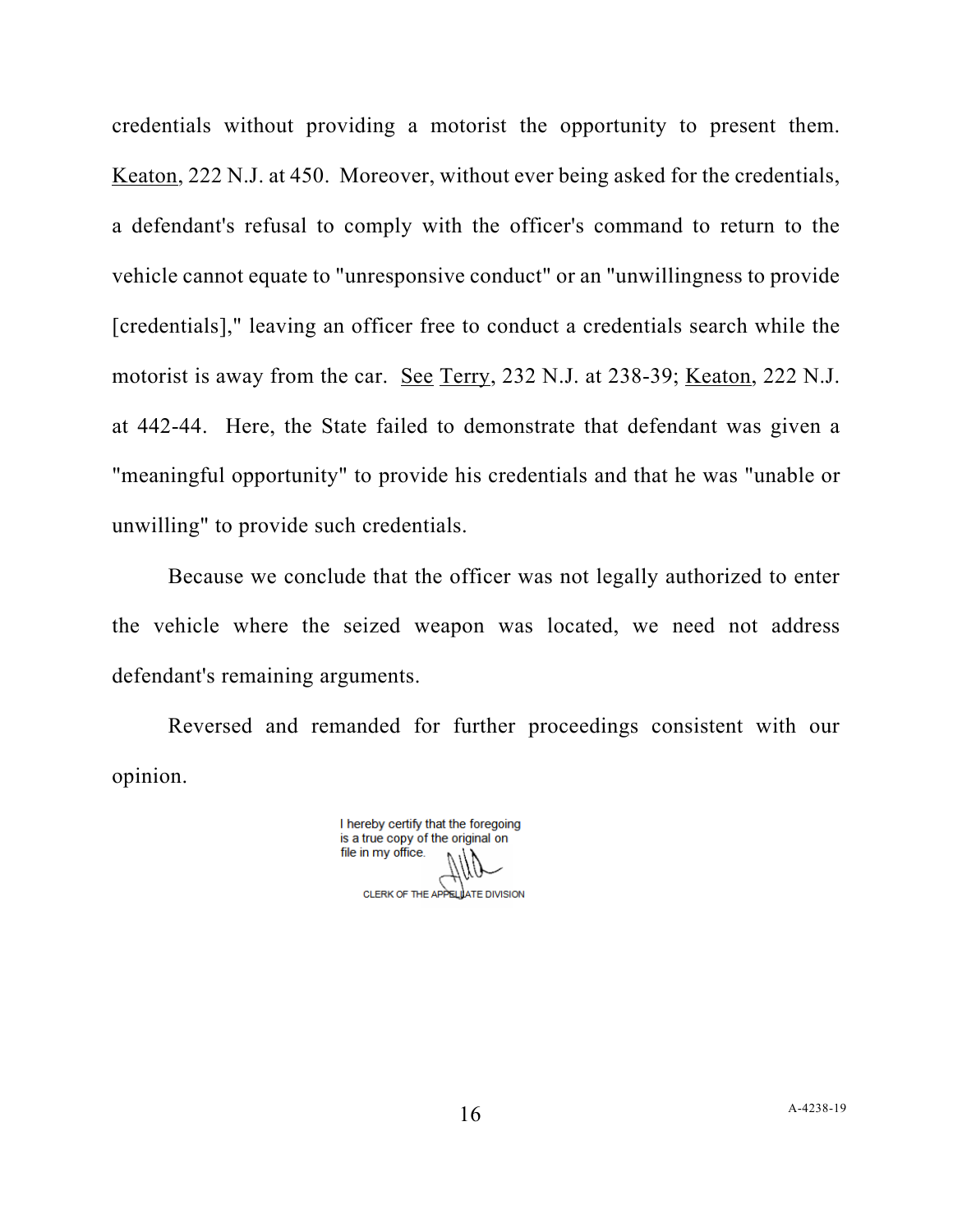credentials without providing a motorist the opportunity to present them. Keaton, 222 N.J. at 450. Moreover, without ever being asked for the credentials, a defendant's refusal to comply with the officer's command to return to the vehicle cannot equate to "unresponsive conduct" or an "unwillingness to provide [credentials]," leaving an officer free to conduct a credentials search while the motorist is away from the car. See Terry, 232 N.J. at 238-39; Keaton, 222 N.J. at 442-44. Here, the State failed to demonstrate that defendant was given a "meaningful opportunity" to provide his credentials and that he was "unable or unwilling" to provide such credentials.

Because we conclude that the officer was not legally authorized to enter the vehicle where the seized weapon was located, we need not address defendant's remaining arguments.

Reversed and remanded for further proceedings consistent with our opinion.

I hereby certify that the foregoing is a true copy of the original on file in my office.

CLERK OF THE APPELLATE DIVISION